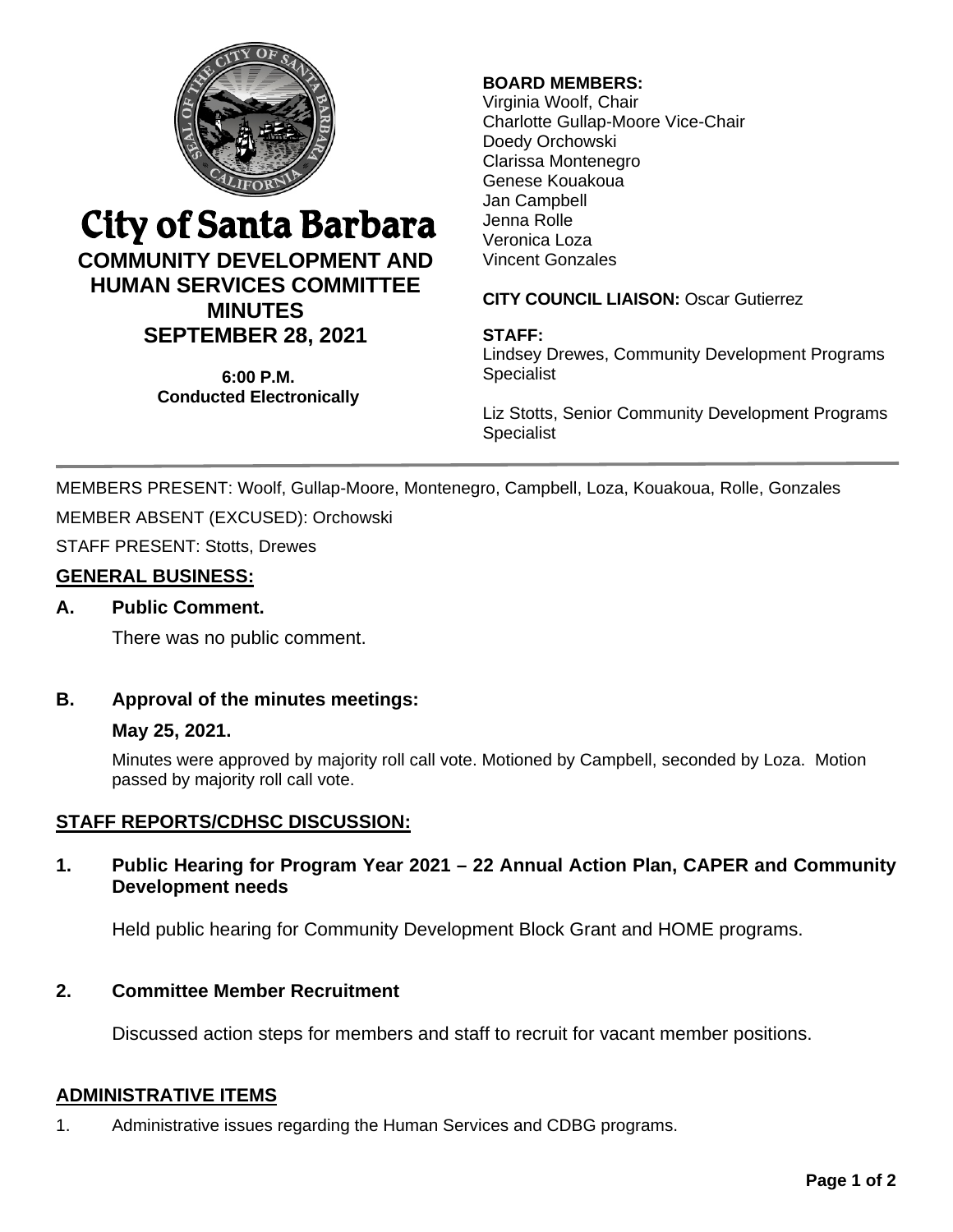# City of Santa Barbara

## COMMUNITY DEVELOPMENT AND HUMAN SERVICES COMMITTEE MINUTES

## SEPTEMBER 28, 2021

**6:00 P.M.**
**Conducted Electronically**

**BOARD MEMBERS:**
Virginia Woolf, Chair
Charlotte Gullap-Moore Vice-Chair
Doedy Orchowski
Clarissa Montenegro
Genese Kouakoua
Jan Campbell
Jenna Rolle
Veronica Loza
Vincent Gonzales

**CITY COUNCIL LIAISON:** Oscar Gutierrez

**STAFF:**
Lindsey Drewes, Community Development Programs Specialist

Liz Stotts, Senior Community Development Programs Specialist

---

MEMBERS PRESENT: Woolf, Gullap-Moore, Montenegro, Campbell, Loza, Kouakoua, Rolle, Gonzales

MEMBER ABSENT (EXCUSED): Orchowski

STAFF PRESENT: Stotts, Drewes

### GENERAL BUSINESS:

**A. Public Comment.**

There was no public comment.

**B. Approval of the minutes meetings:**

**May 25, 2021.**

Minutes were approved by majority roll call vote. Motioned by Campbell, seconded by Loza. Motion passed by majority roll call vote.

### STAFF REPORTS/CDHSC DISCUSSION:

**1. Public Hearing for Program Year 2021 – 22 Annual Action Plan, CAPER and Community Development needs**

Held public hearing for Community Development Block Grant and HOME programs.

**2. Committee Member Recruitment**

Discussed action steps for members and staff to recruit for vacant member positions.

### ADMINISTRATIVE ITEMS

1. Administrative issues regarding the Human Services and CDBG programs.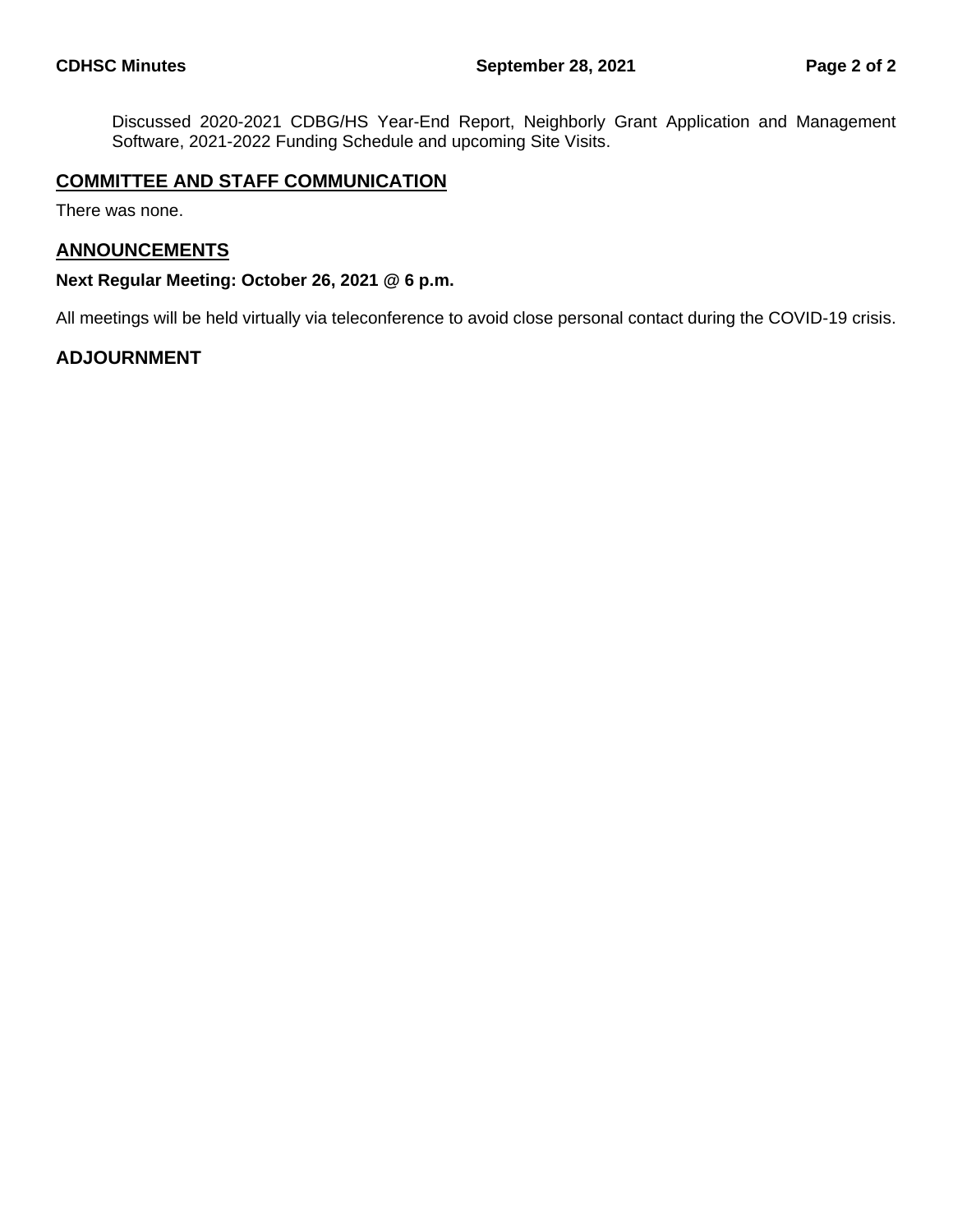Discussed 2020-2021 CDBG/HS Year-End Report, Neighborly Grant Application and Management Software, 2021-2022 Funding Schedule and upcoming Site Visits.

## COMMITTEE AND STAFF COMMUNICATION

There was none.

## ANNOUNCEMENTS

**Next Regular Meeting: October 26, 2021 @ 6 p.m.**

All meetings will be held virtually via teleconference to avoid close personal contact during the COVID-19 crisis.

## ADJOURNMENT